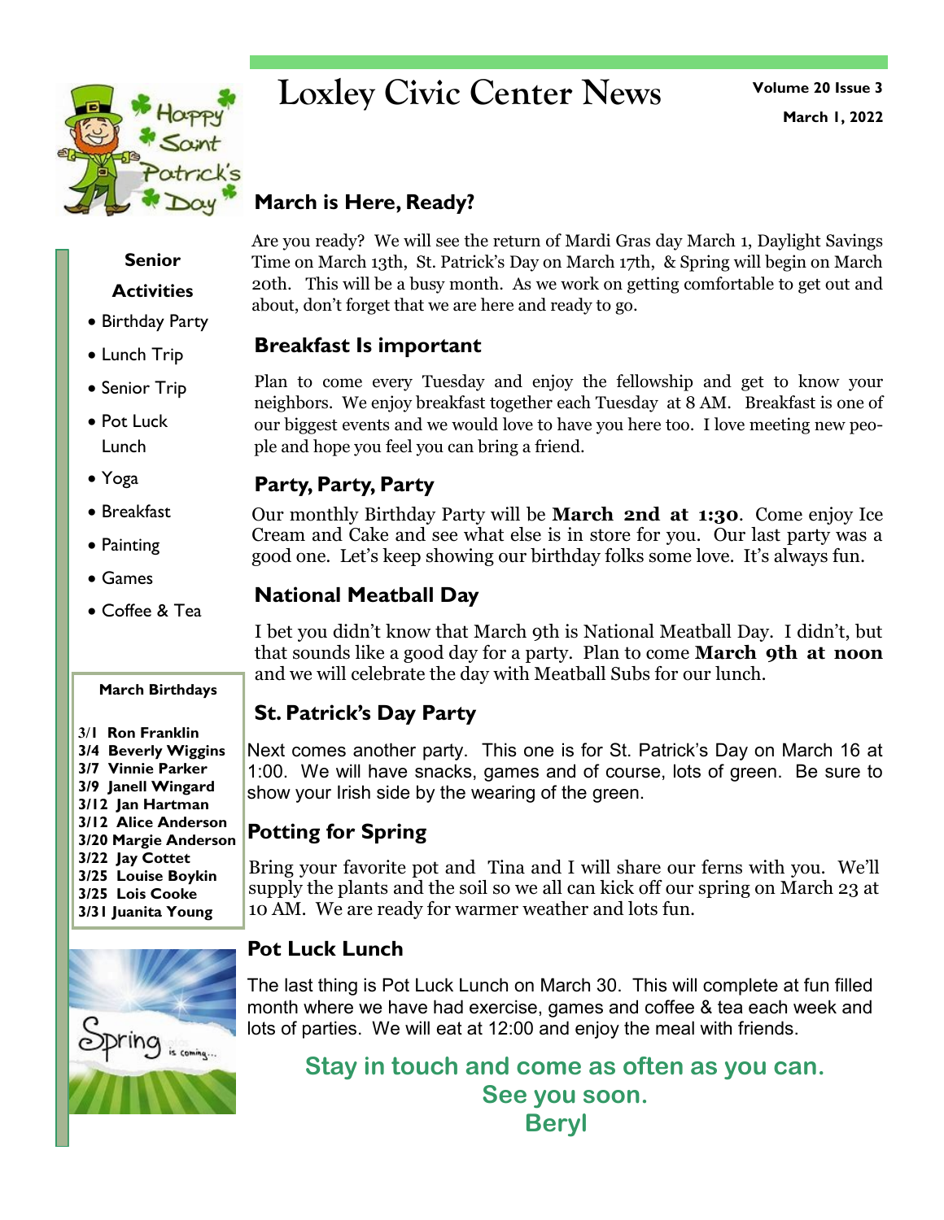# Loxley Civic Center News

**Volume 20 Issue 3**

**March 1, 2022**

## March is Here, Ready?

Are you ready? We will see the return of Mardi Gras day March 1, Daylight Savings Time on March 13th, St. Patrick's Day on March 17th, & Spring will begin on March 20th. This will be a busy month. As we work on getting comfortable to get out and about, don't forget that we are here and ready to go.

## Breakfast Is important

Plan to come every Tuesday and enjoy the fellowship and get to know your neighbors. We enjoy breakfast together each Tuesday at 8 AM. Breakfast is one of our biggest events and we would love to have you here too. I love meeting new people and hope you feel you can bring a friend.

## Party, Party, Party

Our monthly Birthday Party will be **March 2nd at 1:30**. Come enjoy Ice Cream and Cake and see what else is in store for you. Our last party was a good one. Let's keep showing our birthday folks some love. It's always fun.

## National Meatball Day

I bet you didn't know that March 9th is National Meatball Day. I didn't, but that sounds like a good day for a party. Plan to come **March 9th at noon** and we will celebrate the day with Meatball Subs for our lunch.

## St. Patrick's Day Party

Next comes another party. This one is for St. Patrick's Day on March 16 at 1:00. We will have snacks, games and of course, lots of green. Be sure to show your Irish side by the wearing of the green.

## Potting for Spring

Bring your favorite pot and Tina and I will share our ferns with you. We'll supply the plants and the soil so we all can kick off our spring on March 23 at 10 AM. We are ready for warmer weather and lots fun.

## Pot Luck Lunch

The last thing is Pot Luck Lunch on March 30. This will complete at fun filled month where we have had exercise, games and coffee & tea each week and lots of parties. We will eat at 12:00 and enjoy the meal with friends.

**Stay in touch and come as often as you can.**
**See you soon.**
**Beryl**

### Senior Activities

- Birthday Party
- Lunch Trip
- Senior Trip
- Pot Luck Lunch
- Yoga
- Breakfast
- Painting
- Games
- Coffee & Tea

### March Birthdays

**3/1 Ron Franklin**
**3/4 Beverly Wiggins**
**3/7 Vinnie Parker**
**3/9 Janell Wingard**
**3/12 Jan Hartman**
**3/12 Alice Anderson**
**3/20 Margie Anderson**
**3/22 Jay Cottet**
**3/25 Louise Boykin**
**3/25 Lois Cooke**
**3/31 Juanita Young**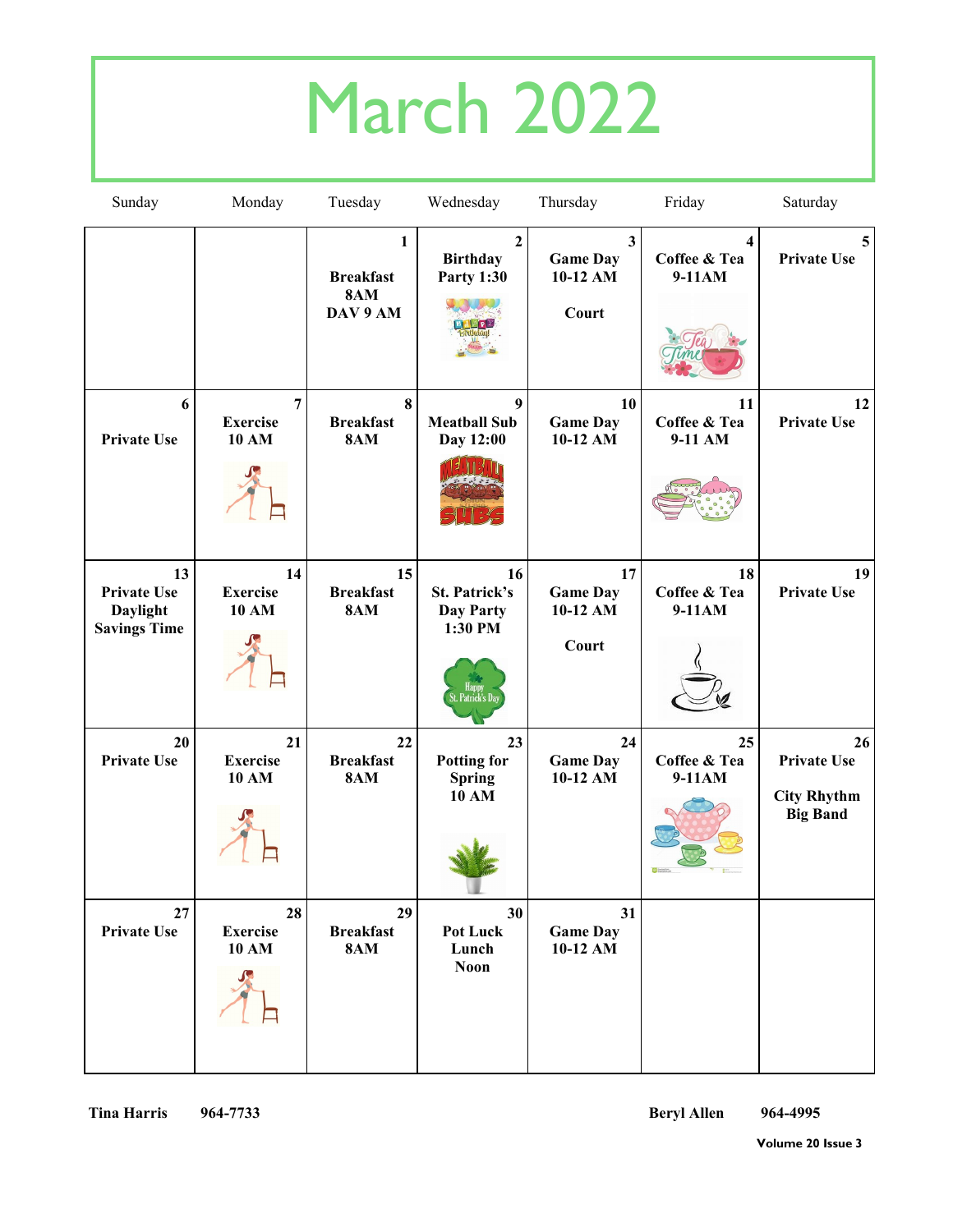# March 2022

| Sunday | Monday | Tuesday | Wednesday | Thursday | Friday | Saturday |
|---|---|---|---|---|---|---|
| | | **1** Breakfast 8AM DAV 9 AM | **2** Birthday Party 1:30 | **3** Game Day 10-12 AM Court | **4** Coffee & Tea 9-11AM | **5** Private Use |
| **6** Private Use | **7** Exercise 10 AM | **8** Breakfast 8AM | **9** Meatball Sub Day 12:00 | **10** Game Day 10-12 AM | **11** Coffee & Tea 9-11 AM | **12** Private Use |
| **13** Private Use Daylight Savings Time | **14** Exercise 10 AM | **15** Breakfast 8AM | **16** St. Patrick's Day Party 1:30 PM | **17** Game Day 10-12 AM Court | **18** Coffee & Tea 9-11AM | **19** Private Use |
| **20** Private Use | **21** Exercise 10 AM | **22** Breakfast 8AM | **23** Potting for Spring 10 AM | **24** Game Day 10-12 AM | **25** Coffee & Tea 9-11AM | **26** Private Use City Rhythm Big Band |
| **27** Private Use | **28** Exercise 10 AM | **29** Breakfast 8AM | **30** Pot Luck Lunch Noon | **31** Game Day 10-12 AM | | |

**Tina Harris** 964-7733

**Beryl Allen** 964-4995